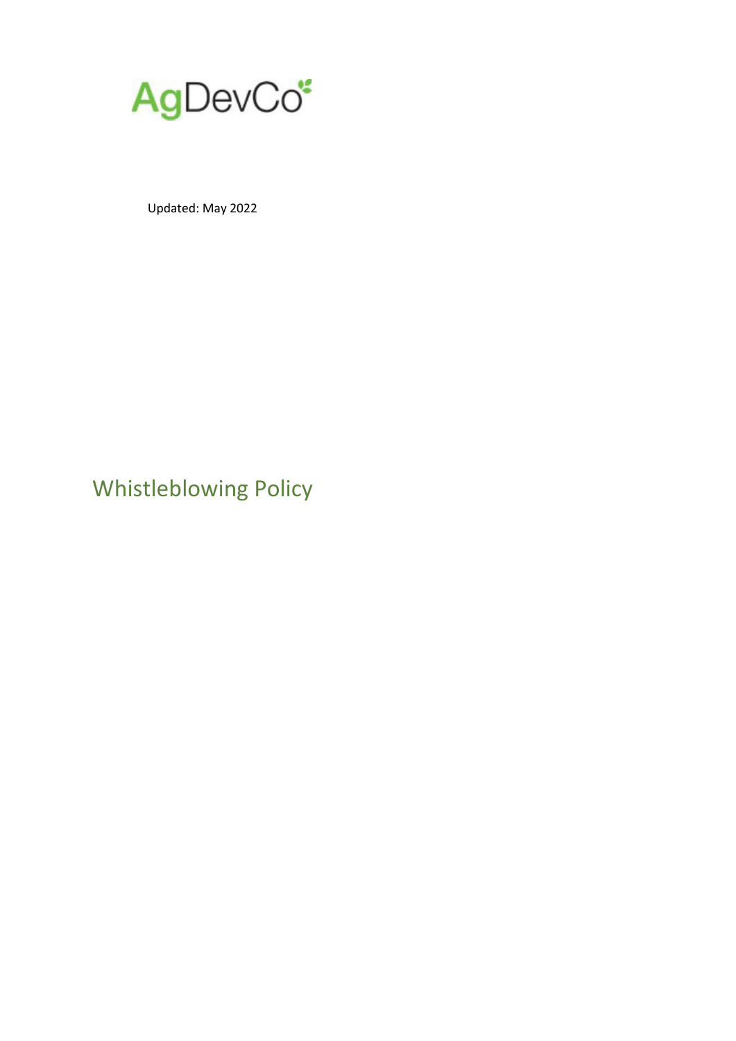AgDevCo

Updated: May 2022

# Whistleblowing Policy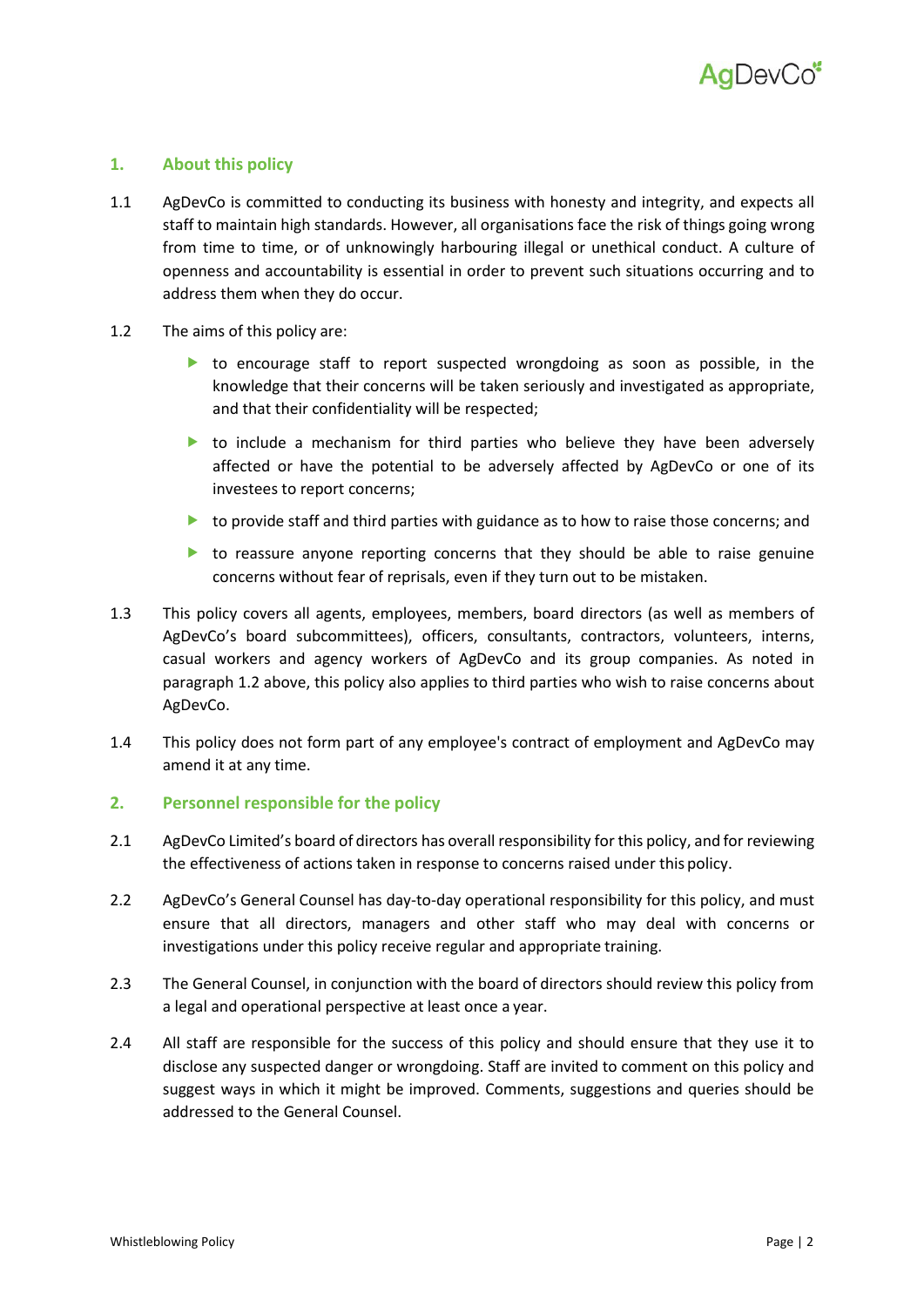## 1. About this policy

1.1 AgDevCo is committed to conducting its business with honesty and integrity, and expects all staff to maintain high standards. However, all organisations face the risk of things going wrong from time to time, or of unknowingly harbouring illegal or unethical conduct. A culture of openness and accountability is essential in order to prevent such situations occurring and to address them when they do occur.

1.2 The aims of this policy are:

- to encourage staff to report suspected wrongdoing as soon as possible, in the knowledge that their concerns will be taken seriously and investigated as appropriate, and that their confidentiality will be respected;
- to include a mechanism for third parties who believe they have been adversely affected or have the potential to be adversely affected by AgDevCo or one of its investees to report concerns;
- to provide staff and third parties with guidance as to how to raise those concerns; and
- to reassure anyone reporting concerns that they should be able to raise genuine concerns without fear of reprisals, even if they turn out to be mistaken.

1.3 This policy covers all agents, employees, members, board directors (as well as members of AgDevCo's board subcommittees), officers, consultants, contractors, volunteers, interns, casual workers and agency workers of AgDevCo and its group companies. As noted in paragraph 1.2 above, this policy also applies to third parties who wish to raise concerns about AgDevCo.

1.4 This policy does not form part of any employee's contract of employment and AgDevCo may amend it at any time.

## 2. Personnel responsible for the policy

2.1 AgDevCo Limited's board of directors has overall responsibility for this policy, and for reviewing the effectiveness of actions taken in response to concerns raised under this policy.

2.2 AgDevCo's General Counsel has day-to-day operational responsibility for this policy, and must ensure that all directors, managers and other staff who may deal with concerns or investigations under this policy receive regular and appropriate training.

2.3 The General Counsel, in conjunction with the board of directors should review this policy from a legal and operational perspective at least once a year.

2.4 All staff are responsible for the success of this policy and should ensure that they use it to disclose any suspected danger or wrongdoing. Staff are invited to comment on this policy and suggest ways in which it might be improved. Comments, suggestions and queries should be addressed to the General Counsel.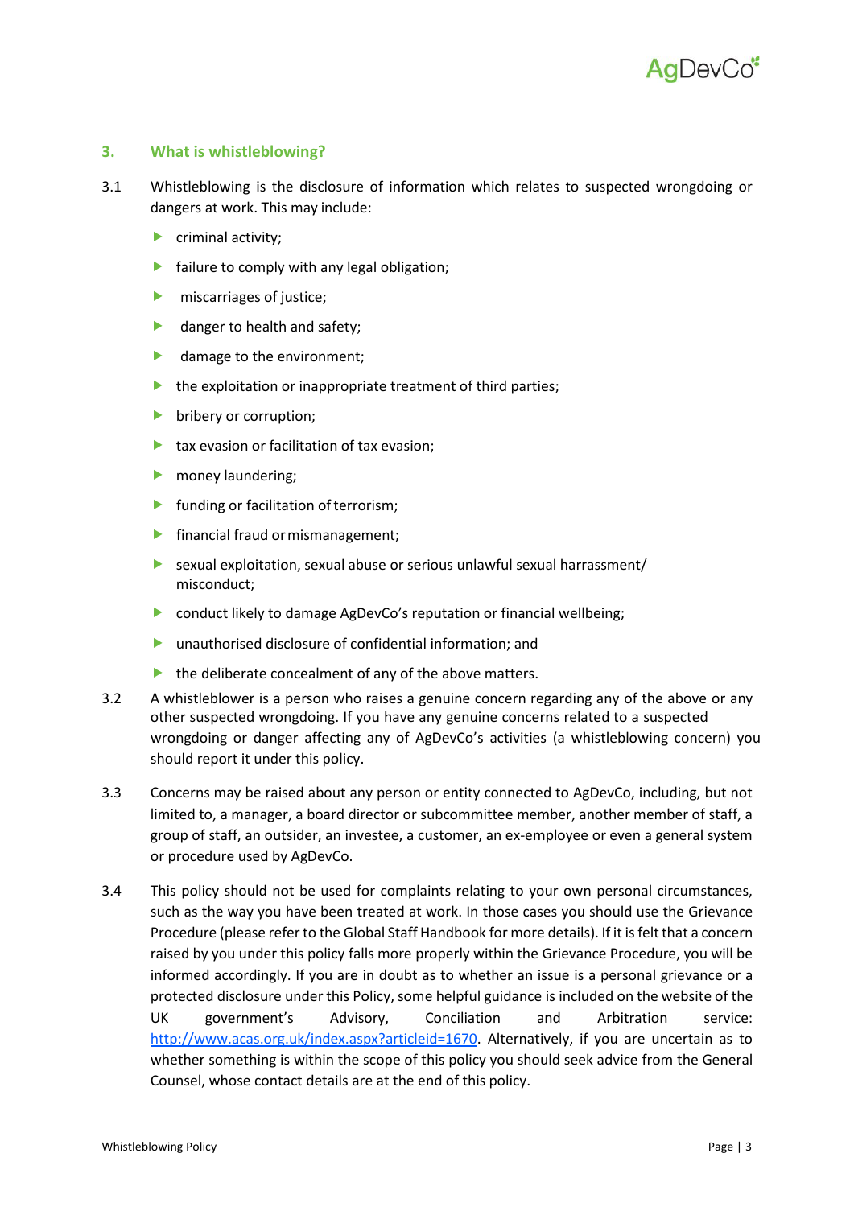## 3. What is whistleblowing?

3.1 Whistleblowing is the disclosure of information which relates to suspected wrongdoing or dangers at work. This may include:

- criminal activity;
- failure to comply with any legal obligation;
- miscarriages of justice;
- danger to health and safety;
- damage to the environment;
- the exploitation or inappropriate treatment of third parties;
- bribery or corruption;
- tax evasion or facilitation of tax evasion;
- money laundering;
- funding or facilitation of terrorism;
- financial fraud or mismanagement;
- sexual exploitation, sexual abuse or serious unlawful sexual harrassment/ misconduct;
- conduct likely to damage AgDevCo's reputation or financial wellbeing;
- unauthorised disclosure of confidential information; and
- the deliberate concealment of any of the above matters.

3.2 A whistleblower is a person who raises a genuine concern regarding any of the above or any other suspected wrongdoing. If you have any genuine concerns related to a suspected wrongdoing or danger affecting any of AgDevCo's activities (a whistleblowing concern) you should report it under this policy.

3.3 Concerns may be raised about any person or entity connected to AgDevCo, including, but not limited to, a manager, a board director or subcommittee member, another member of staff, a group of staff, an outsider, an investee, a customer, an ex-employee or even a general system or procedure used by AgDevCo.

3.4 This policy should not be used for complaints relating to your own personal circumstances, such as the way you have been treated at work. In those cases you should use the Grievance Procedure (please refer to the Global Staff Handbook for more details). If it is felt that a concern raised by you under this policy falls more properly within the Grievance Procedure, you will be informed accordingly. If you are in doubt as to whether an issue is a personal grievance or a protected disclosure under this Policy, some helpful guidance is included on the website of the UK government's Advisory, Conciliation and Arbitration service: http://www.acas.org.uk/index.aspx?articleid=1670. Alternatively, if you are uncertain as to whether something is within the scope of this policy you should seek advice from the General Counsel, whose contact details are at the end of this policy.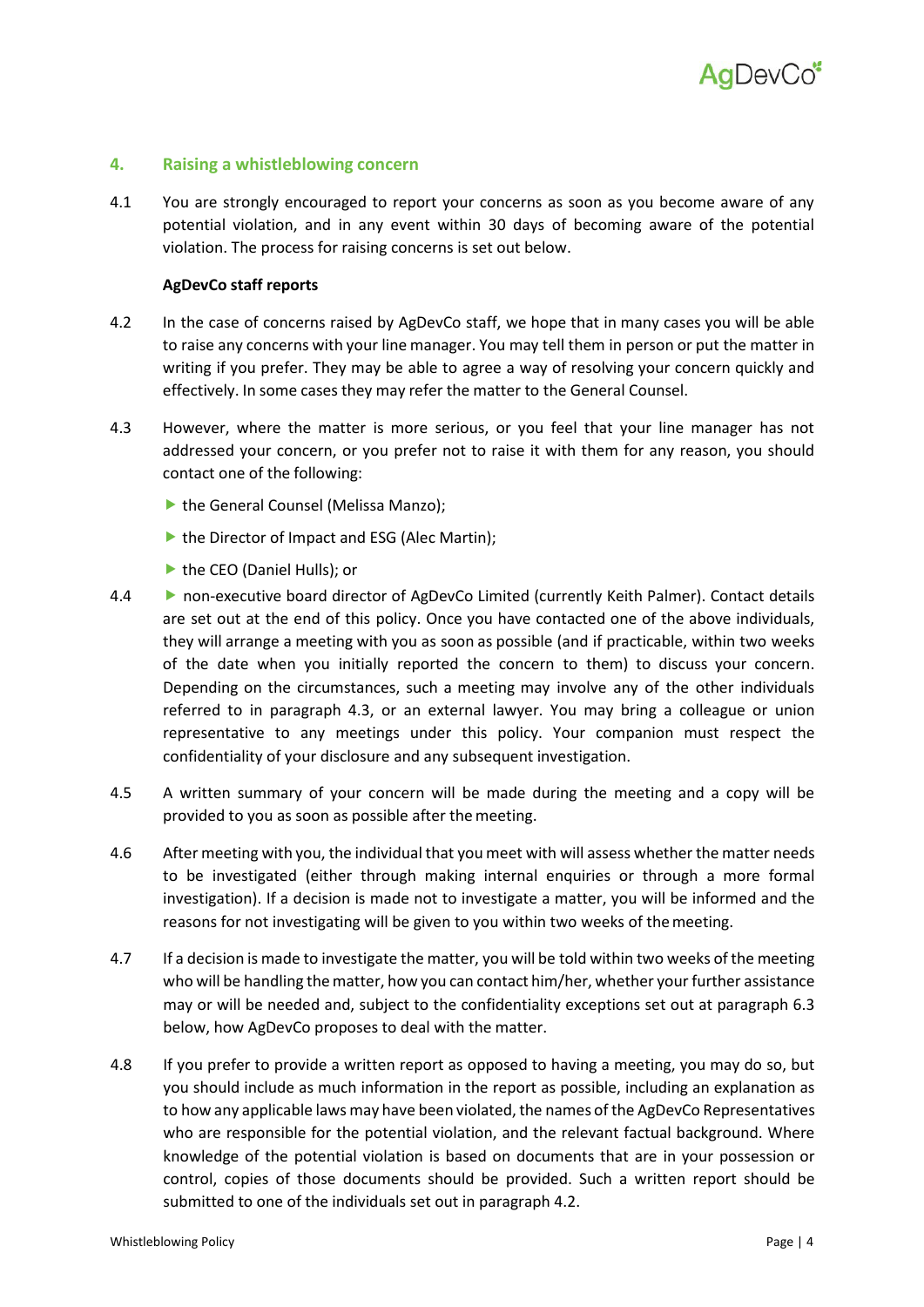## 4. Raising a whistleblowing concern

4.1 You are strongly encouraged to report your concerns as soon as you become aware of any potential violation, and in any event within 30 days of becoming aware of the potential violation. The process for raising concerns is set out below.

**AgDevCo staff reports**

4.2 In the case of concerns raised by AgDevCo staff, we hope that in many cases you will be able to raise any concerns with your line manager. You may tell them in person or put the matter in writing if you prefer. They may be able to agree a way of resolving your concern quickly and effectively. In some cases they may refer the matter to the General Counsel.

4.3 However, where the matter is more serious, or you feel that your line manager has not addressed your concern, or you prefer not to raise it with them for any reason, you should contact one of the following:

- the General Counsel (Melissa Manzo);
- the Director of Impact and ESG (Alec Martin);
- the CEO (Daniel Hulls); or
- non-executive board director of AgDevCo Limited (currently Keith Palmer). Contact details are set out at the end of this policy.

4.4 Once you have contacted one of the above individuals, they will arrange a meeting with you as soon as possible (and if practicable, within two weeks of the date when you initially reported the concern to them) to discuss your concern. Depending on the circumstances, such a meeting may involve any of the other individuals referred to in paragraph 4.3, or an external lawyer. You may bring a colleague or union representative to any meetings under this policy. Your companion must respect the confidentiality of your disclosure and any subsequent investigation.

4.5 A written summary of your concern will be made during the meeting and a copy will be provided to you as soon as possible after the meeting.

4.6 After meeting with you, the individual that you meet with will assess whether the matter needs to be investigated (either through making internal enquiries or through a more formal investigation). If a decision is made not to investigate a matter, you will be informed and the reasons for not investigating will be given to you within two weeks of the meeting.

4.7 If a decision is made to investigate the matter, you will be told within two weeks of the meeting who will be handling the matter, how you can contact him/her, whether your further assistance may or will be needed and, subject to the confidentiality exceptions set out at paragraph 6.3 below, how AgDevCo proposes to deal with the matter.

4.8 If you prefer to provide a written report as opposed to having a meeting, you may do so, but you should include as much information in the report as possible, including an explanation as to how any applicable laws may have been violated, the names of the AgDevCo Representatives who are responsible for the potential violation, and the relevant factual background. Where knowledge of the potential violation is based on documents that are in your possession or control, copies of those documents should be provided. Such a written report should be submitted to one of the individuals set out in paragraph 4.2.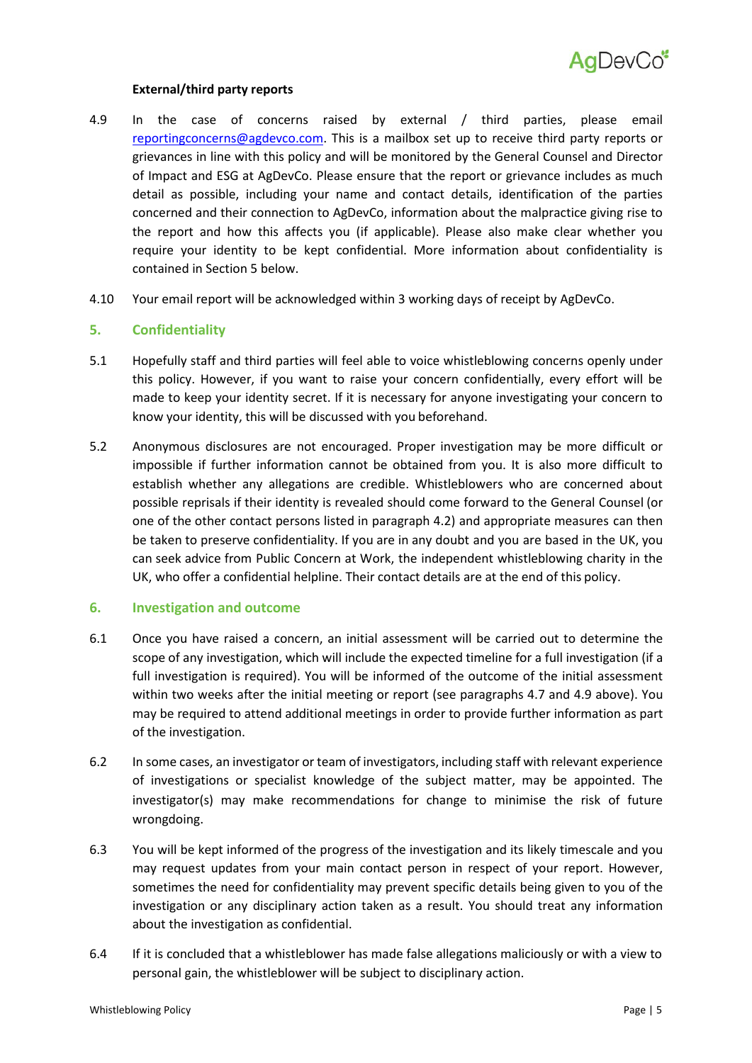**External/third party reports**

4.9 In the case of concerns raised by external / third parties, please email reportingconcerns@agdevco.com. This is a mailbox set up to receive third party reports or grievances in line with this policy and will be monitored by the General Counsel and Director of Impact and ESG at AgDevCo. Please ensure that the report or grievance includes as much detail as possible, including your name and contact details, identification of the parties concerned and their connection to AgDevCo, information about the malpractice giving rise to the report and how this affects you (if applicable). Please also make clear whether you require your identity to be kept confidential. More information about confidentiality is contained in Section 5 below.

4.10 Your email report will be acknowledged within 3 working days of receipt by AgDevCo.

## 5. Confidentiality

5.1 Hopefully staff and third parties will feel able to voice whistleblowing concerns openly under this policy. However, if you want to raise your concern confidentially, every effort will be made to keep your identity secret. If it is necessary for anyone investigating your concern to know your identity, this will be discussed with you beforehand.

5.2 Anonymous disclosures are not encouraged. Proper investigation may be more difficult or impossible if further information cannot be obtained from you. It is also more difficult to establish whether any allegations are credible. Whistleblowers who are concerned about possible reprisals if their identity is revealed should come forward to the General Counsel (or one of the other contact persons listed in paragraph 4.2) and appropriate measures can then be taken to preserve confidentiality. If you are in any doubt and you are based in the UK, you can seek advice from Public Concern at Work, the independent whistleblowing charity in the UK, who offer a confidential helpline. Their contact details are at the end of this policy.

## 6. Investigation and outcome

6.1 Once you have raised a concern, an initial assessment will be carried out to determine the scope of any investigation, which will include the expected timeline for a full investigation (if a full investigation is required). You will be informed of the outcome of the initial assessment within two weeks after the initial meeting or report (see paragraphs 4.7 and 4.9 above). You may be required to attend additional meetings in order to provide further information as part of the investigation.

6.2 In some cases, an investigator or team of investigators, including staff with relevant experience of investigations or specialist knowledge of the subject matter, may be appointed. The investigator(s) may make recommendations for change to minimise the risk of future wrongdoing.

6.3 You will be kept informed of the progress of the investigation and its likely timescale and you may request updates from your main contact person in respect of your report. However, sometimes the need for confidentiality may prevent specific details being given to you of the investigation or any disciplinary action taken as a result. You should treat any information about the investigation as confidential.

6.4 If it is concluded that a whistleblower has made false allegations maliciously or with a view to personal gain, the whistleblower will be subject to disciplinary action.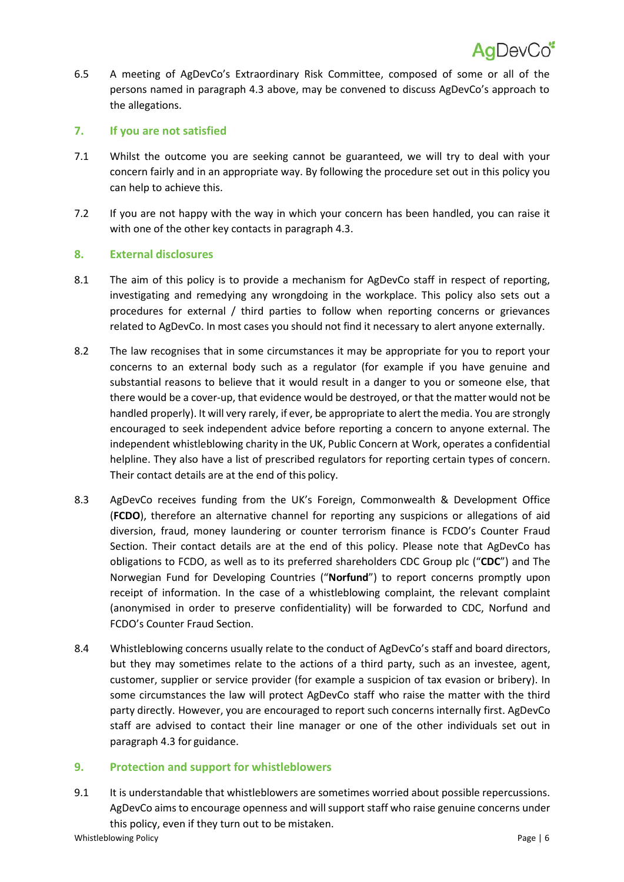6.5 A meeting of AgDevCo's Extraordinary Risk Committee, composed of some or all of the persons named in paragraph 4.3 above, may be convened to discuss AgDevCo's approach to the allegations.

## 7. If you are not satisfied

7.1 Whilst the outcome you are seeking cannot be guaranteed, we will try to deal with your concern fairly and in an appropriate way. By following the procedure set out in this policy you can help to achieve this.

7.2 If you are not happy with the way in which your concern has been handled, you can raise it with one of the other key contacts in paragraph 4.3.

## 8. External disclosures

8.1 The aim of this policy is to provide a mechanism for AgDevCo staff in respect of reporting, investigating and remedying any wrongdoing in the workplace. This policy also sets out a procedures for external / third parties to follow when reporting concerns or grievances related to AgDevCo. In most cases you should not find it necessary to alert anyone externally.

8.2 The law recognises that in some circumstances it may be appropriate for you to report your concerns to an external body such as a regulator (for example if you have genuine and substantial reasons to believe that it would result in a danger to you or someone else, that there would be a cover-up, that evidence would be destroyed, or that the matter would not be handled properly). It will very rarely, if ever, be appropriate to alert the media. You are strongly encouraged to seek independent advice before reporting a concern to anyone external. The independent whistleblowing charity in the UK, Public Concern at Work, operates a confidential helpline. They also have a list of prescribed regulators for reporting certain types of concern. Their contact details are at the end of this policy.

8.3 AgDevCo receives funding from the UK's Foreign, Commonwealth & Development Office (**FCDO**), therefore an alternative channel for reporting any suspicions or allegations of aid diversion, fraud, money laundering or counter terrorism finance is FCDO's Counter Fraud Section. Their contact details are at the end of this policy. Please note that AgDevCo has obligations to FCDO, as well as to its preferred shareholders CDC Group plc ("**CDC**") and The Norwegian Fund for Developing Countries ("**Norfund**") to report concerns promptly upon receipt of information. In the case of a whistleblowing complaint, the relevant complaint (anonymised in order to preserve confidentiality) will be forwarded to CDC, Norfund and FCDO's Counter Fraud Section.

8.4 Whistleblowing concerns usually relate to the conduct of AgDevCo's staff and board directors, but they may sometimes relate to the actions of a third party, such as an investee, agent, customer, supplier or service provider (for example a suspicion of tax evasion or bribery). In some circumstances the law will protect AgDevCo staff who raise the matter with the third party directly. However, you are encouraged to report such concerns internally first. AgDevCo staff are advised to contact their line manager or one of the other individuals set out in paragraph 4.3 for guidance.

## 9. Protection and support for whistleblowers

9.1 It is understandable that whistleblowers are sometimes worried about possible repercussions. AgDevCo aims to encourage openness and will support staff who raise genuine concerns under this policy, even if they turn out to be mistaken.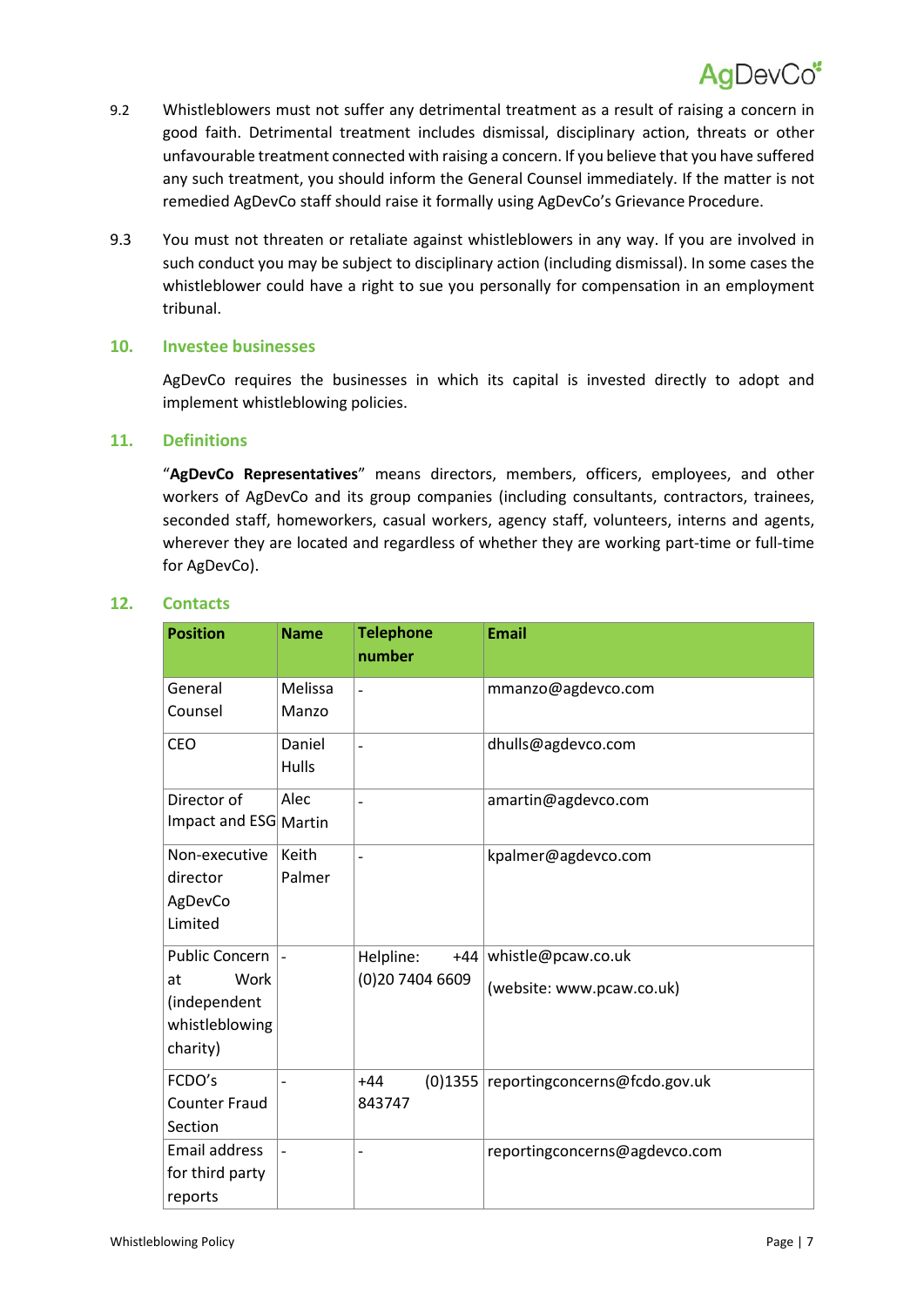9.2 Whistleblowers must not suffer any detrimental treatment as a result of raising a concern in good faith. Detrimental treatment includes dismissal, disciplinary action, threats or other unfavourable treatment connected with raising a concern. If you believe that you have suffered any such treatment, you should inform the General Counsel immediately. If the matter is not remedied AgDevCo staff should raise it formally using AgDevCo's Grievance Procedure.

9.3 You must not threaten or retaliate against whistleblowers in any way. If you are involved in such conduct you may be subject to disciplinary action (including dismissal). In some cases the whistleblower could have a right to sue you personally for compensation in an employment tribunal.

## 10. Investee businesses

AgDevCo requires the businesses in which its capital is invested directly to adopt and implement whistleblowing policies.

## 11. Definitions

"**AgDevCo Representatives**" means directors, members, officers, employees, and other workers of AgDevCo and its group companies (including consultants, contractors, trainees, seconded staff, homeworkers, casual workers, agency staff, volunteers, interns and agents, wherever they are located and regardless of whether they are working part-time or full-time for AgDevCo).

## 12. Contacts

| Position | Name | Telephone number | Email |
|---|---|---|---|
| General Counsel | Melissa Manzo | - | mmanzo@agdevco.com |
| CEO | Daniel Hulls | - | dhulls@agdevco.com |
| Director of Impact and ESG | Alec Martin | - | amartin@agdevco.com |
| Non-executive director AgDevCo Limited | Keith Palmer | - | kpalmer@agdevco.com |
| Public Concern at Work (independent whistleblowing charity) | - | Helpline: +44 (0)20 7404 6609 | whistle@pcaw.co.uk (website: www.pcaw.co.uk) |
| FCDO's Counter Fraud Section | - | +44 (0)1355 843747 | reportingconcerns@fcdo.gov.uk |
| Email address for third party reports | - | - | reportingconcerns@agdevco.com |